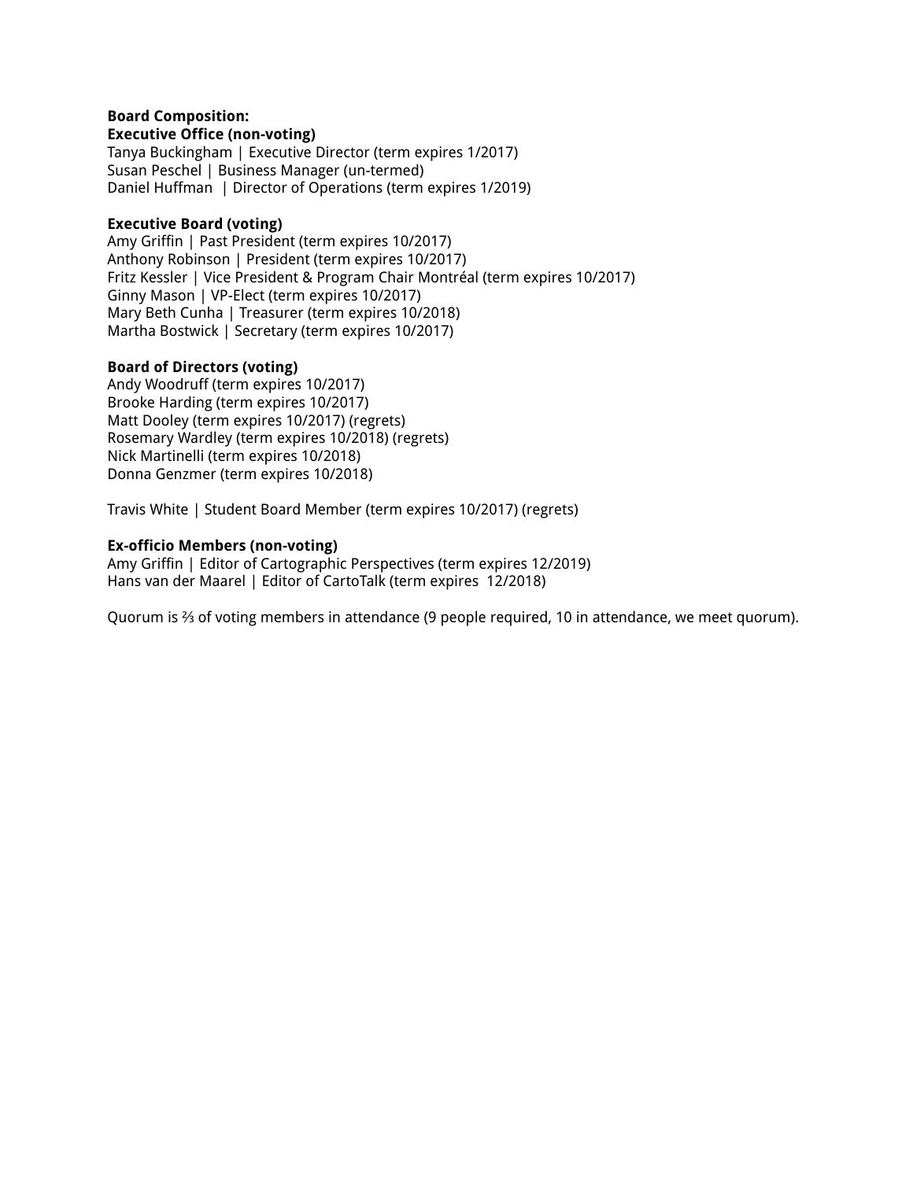**Board Composition:**

**Executive Office (non-voting)**

Tanya Buckingham | Executive Director (term expires 1/2017)
Susan Peschel | Business Manager (un-termed)
Daniel Huffman | Director of Operations (term expires 1/2019)

**Executive Board (voting)**

Amy Griffin | Past President (term expires 10/2017)
Anthony Robinson | President (term expires 10/2017)
Fritz Kessler | Vice President & Program Chair Montréal (term expires 10/2017)
Ginny Mason | VP-Elect (term expires 10/2017)
Mary Beth Cunha | Treasurer (term expires 10/2018)
Martha Bostwick | Secretary (term expires 10/2017)

**Board of Directors (voting)**

Andy Woodruff (term expires 10/2017)
Brooke Harding (term expires 10/2017)
Matt Dooley (term expires 10/2017) (regrets)
Rosemary Wardley (term expires 10/2018) (regrets)
Nick Martinelli (term expires 10/2018)
Donna Genzmer (term expires 10/2018)

Travis White | Student Board Member (term expires 10/2017) (regrets)

**Ex-officio Members (non-voting)**

Amy Griffin | Editor of Cartographic Perspectives (term expires 12/2019)
Hans van der Maarel | Editor of CartoTalk (term expires 12/2018)

Quorum is ⅔ of voting members in attendance (9 people required, 10 in attendance, we meet quorum).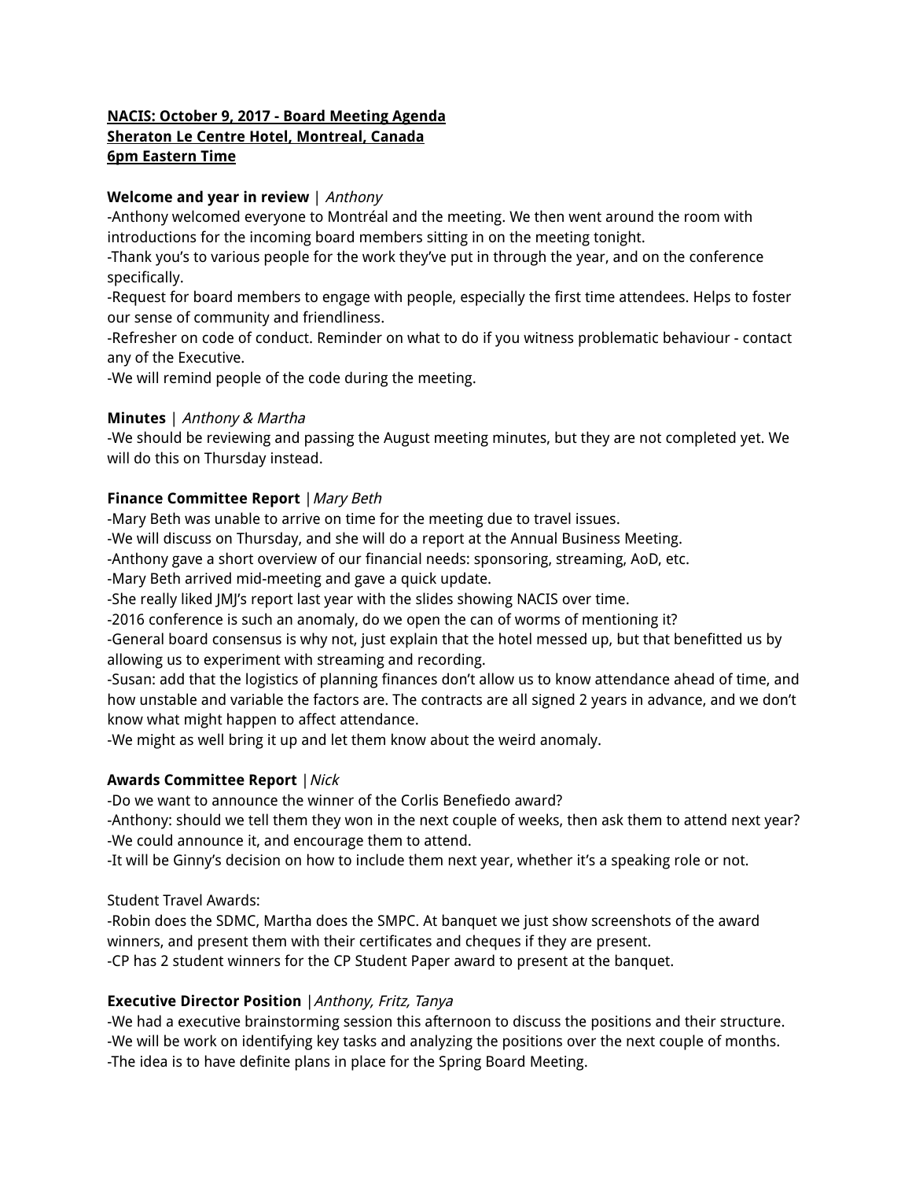**NACIS: October 9, 2017 - Board Meeting Agenda**
**Sheraton Le Centre Hotel, Montreal, Canada**
**6pm Eastern Time**

**Welcome and year in review** | *Anthony*

-Anthony welcomed everyone to Montréal and the meeting. We then went around the room with introductions for the incoming board members sitting in on the meeting tonight.
-Thank you's to various people for the work they've put in through the year, and on the conference specifically.
-Request for board members to engage with people, especially the first time attendees. Helps to foster our sense of community and friendliness.
-Refresher on code of conduct. Reminder on what to do if you witness problematic behaviour - contact any of the Executive.
-We will remind people of the code during the meeting.

**Minutes** | *Anthony & Martha*

-We should be reviewing and passing the August meeting minutes, but they are not completed yet. We will do this on Thursday instead.

**Finance Committee Report** |*Mary Beth*

-Mary Beth was unable to arrive on time for the meeting due to travel issues.
-We will discuss on Thursday, and she will do a report at the Annual Business Meeting.
-Anthony gave a short overview of our financial needs: sponsoring, streaming, AoD, etc.
-Mary Beth arrived mid-meeting and gave a quick update.
-She really liked JMJ's report last year with the slides showing NACIS over time.
-2016 conference is such an anomaly, do we open the can of worms of mentioning it?
-General board consensus is why not, just explain that the hotel messed up, but that benefitted us by allowing us to experiment with streaming and recording.
-Susan: add that the logistics of planning finances don't allow us to know attendance ahead of time, and how unstable and variable the factors are. The contracts are all signed 2 years in advance, and we don't know what might happen to affect attendance.
-We might as well bring it up and let them know about the weird anomaly.

**Awards Committee Report** |*Nick*

-Do we want to announce the winner of the Corlis Benefiedo award?
-Anthony: should we tell them they won in the next couple of weeks, then ask them to attend next year?
-We could announce it, and encourage them to attend.
-It will be Ginny's decision on how to include them next year, whether it's a speaking role or not.

Student Travel Awards:

-Robin does the SDMC, Martha does the SMPC. At banquet we just show screenshots of the award winners, and present them with their certificates and cheques if they are present.
-CP has 2 student winners for the CP Student Paper award to present at the banquet.

**Executive Director Position** |*Anthony, Fritz, Tanya*

-We had a executive brainstorming session this afternoon to discuss the positions and their structure.
-We will be work on identifying key tasks and analyzing the positions over the next couple of months.
-The idea is to have definite plans in place for the Spring Board Meeting.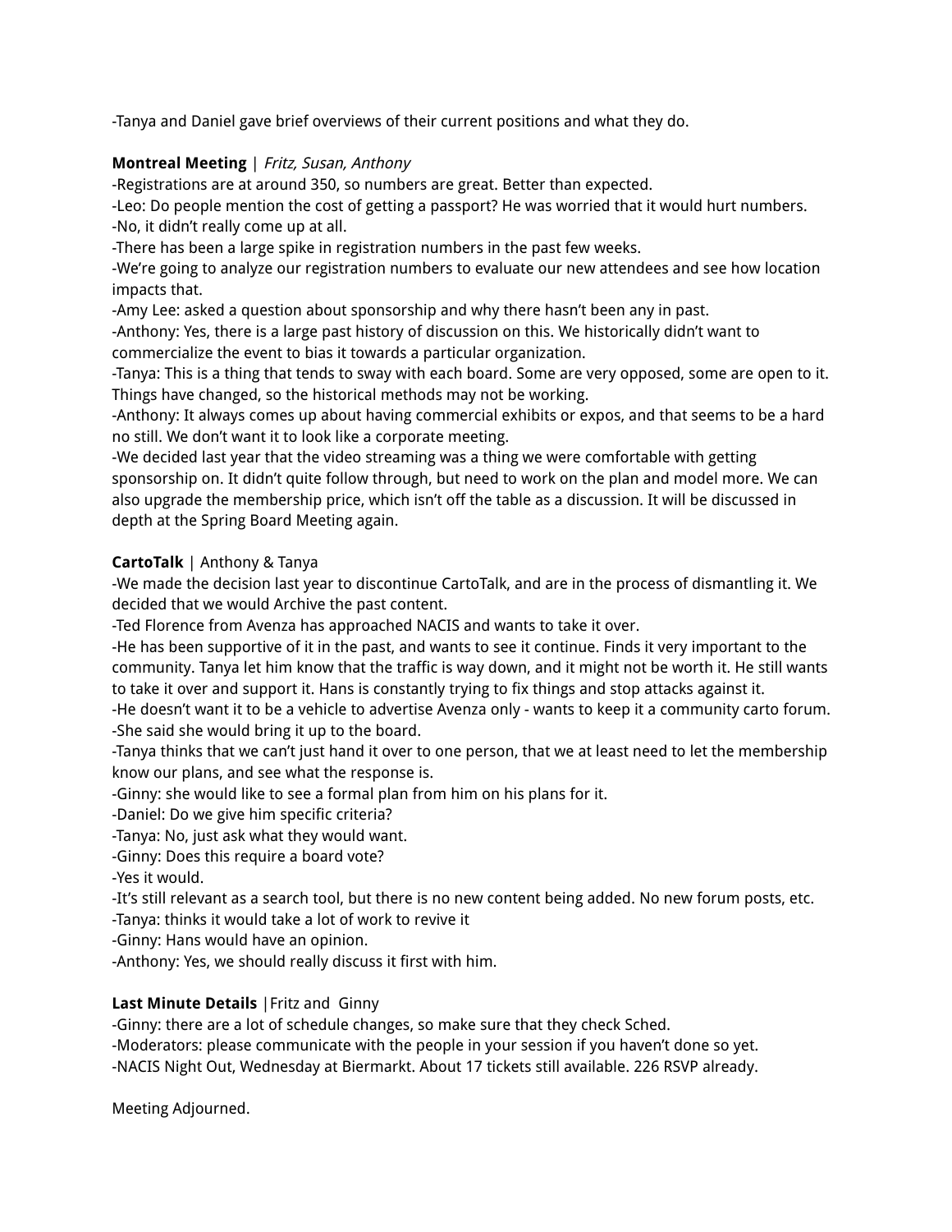-Tanya and Daniel gave brief overviews of their current positions and what they do.

**Montreal Meeting** | *Fritz, Susan, Anthony*
-Registrations are at around 350, so numbers are great. Better than expected.
-Leo: Do people mention the cost of getting a passport? He was worried that it would hurt numbers.
-No, it didn't really come up at all.
-There has been a large spike in registration numbers in the past few weeks.
-We're going to analyze our registration numbers to evaluate our new attendees and see how location impacts that.
-Amy Lee: asked a question about sponsorship and why there hasn't been any in past.
-Anthony: Yes, there is a large past history of discussion on this. We historically didn't want to commercialize the event to bias it towards a particular organization.
-Tanya: This is a thing that tends to sway with each board. Some are very opposed, some are open to it. Things have changed, so the historical methods may not be working.
-Anthony: It always comes up about having commercial exhibits or expos, and that seems to be a hard no still. We don't want it to look like a corporate meeting.
-We decided last year that the video streaming was a thing we were comfortable with getting sponsorship on. It didn't quite follow through, but need to work on the plan and model more. We can also upgrade the membership price, which isn't off the table as a discussion. It will be discussed in depth at the Spring Board Meeting again.

**CartoTalk** | Anthony & Tanya
-We made the decision last year to discontinue CartoTalk, and are in the process of dismantling it. We decided that we would Archive the past content.
-Ted Florence from Avenza has approached NACIS and wants to take it over.
-He has been supportive of it in the past, and wants to see it continue. Finds it very important to the community. Tanya let him know that the traffic is way down, and it might not be worth it. He still wants to take it over and support it. Hans is constantly trying to fix things and stop attacks against it.
-He doesn't want it to be a vehicle to advertise Avenza only - wants to keep it a community carto forum.
-She said she would bring it up to the board.
-Tanya thinks that we can't just hand it over to one person, that we at least need to let the membership know our plans, and see what the response is.
-Ginny: she would like to see a formal plan from him on his plans for it.
-Daniel: Do we give him specific criteria?
-Tanya: No, just ask what they would want.
-Ginny: Does this require a board vote?
-Yes it would.
-It's still relevant as a search tool, but there is no new content being added. No new forum posts, etc.
-Tanya: thinks it would take a lot of work to revive it
-Ginny: Hans would have an opinion.
-Anthony: Yes, we should really discuss it first with him.

**Last Minute Details** |Fritz and Ginny
-Ginny: there are a lot of schedule changes, so make sure that they check Sched.
-Moderators: please communicate with the people in your session if you haven't done so yet.
-NACIS Night Out, Wednesday at Biermarkt. About 17 tickets still available. 226 RSVP already.

Meeting Adjourned.